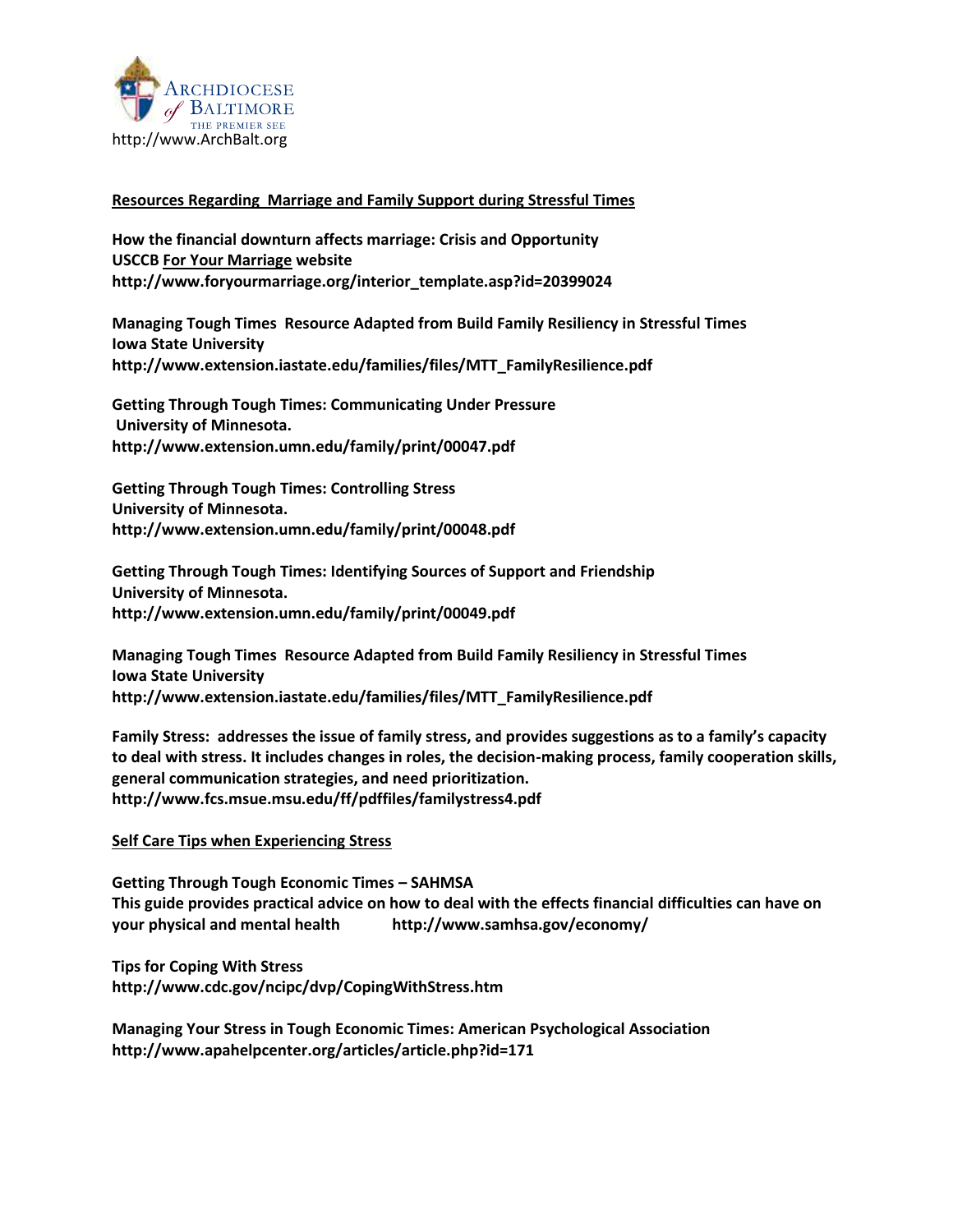ARCHDIOCESE *of* BALTIMORE
THE PREMIER SEE
http://www.ArchBalt.org

## Resources Regarding Marriage and Family Support during Stressful Times

**How the financial downturn affects marriage: Crisis and Opportunity**
**USCCB For Your Marriage website**
**http://www.foryourmarriage.org/interior_template.asp?id=20399024**

**Managing Tough Times Resource Adapted from Build Family Resiliency in Stressful Times**
**Iowa State University**
**http://www.extension.iastate.edu/families/files/MTT_FamilyResilience.pdf**

**Getting Through Tough Times: Communicating Under Pressure**
**University of Minnesota.**
**http://www.extension.umn.edu/family/print/00047.pdf**

**Getting Through Tough Times: Controlling Stress**
**University of Minnesota.**
**http://www.extension.umn.edu/family/print/00048.pdf**

**Getting Through Tough Times: Identifying Sources of Support and Friendship**
**University of Minnesota.**
**http://www.extension.umn.edu/family/print/00049.pdf**

**Managing Tough Times Resource Adapted from Build Family Resiliency in Stressful Times**
**Iowa State University**
**http://www.extension.iastate.edu/families/files/MTT_FamilyResilience.pdf**

**Family Stress: addresses the issue of family stress, and provides suggestions as to a family's capacity to deal with stress. It includes changes in roles, the decision-making process, family cooperation skills, general communication strategies, and need prioritization.**
**http://www.fcs.msue.msu.edu/ff/pdffiles/familystress4.pdf**

## Self Care Tips when Experiencing Stress

**Getting Through Tough Economic Times – SAHMSA**
**This guide provides practical advice on how to deal with the effects financial difficulties can have on your physical and mental health http://www.samhsa.gov/economy/**

**Tips for Coping With Stress**
**http://www.cdc.gov/ncipc/dvp/CopingWithStress.htm**

**Managing Your Stress in Tough Economic Times: American Psychological Association**
**http://www.apahelpcenter.org/articles/article.php?id=171**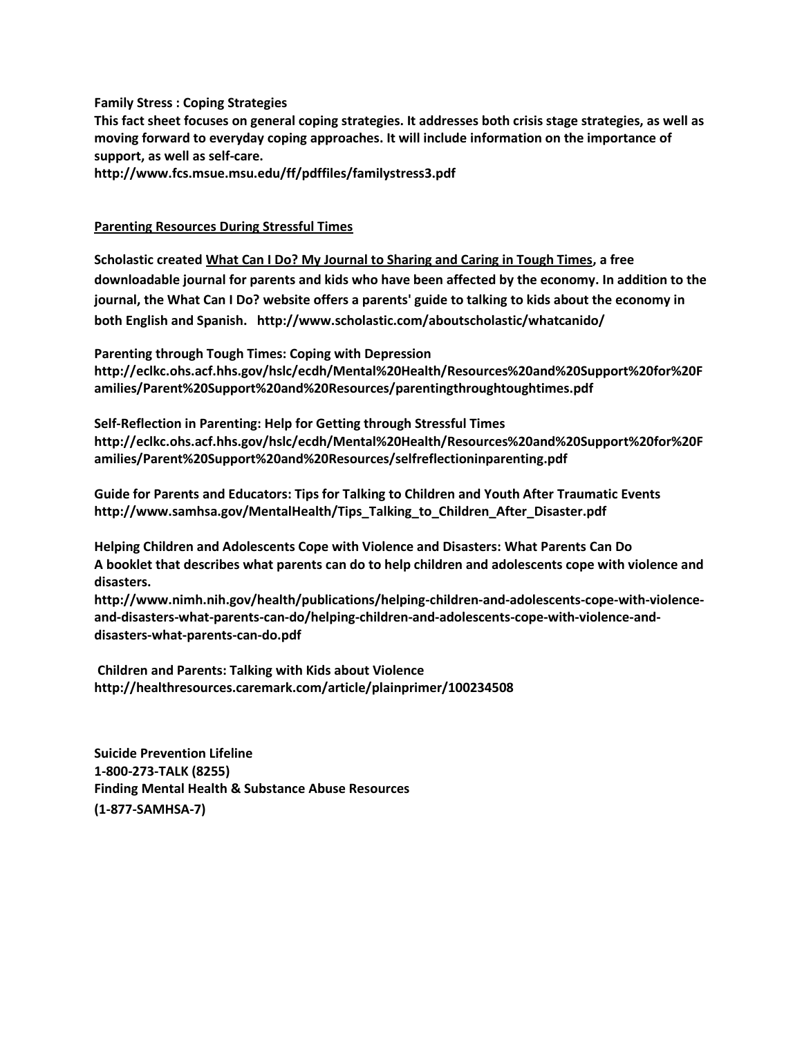**Family Stress : Coping Strategies**
**This fact sheet focuses on general coping strategies. It addresses both crisis stage strategies, as well as moving forward to everyday coping approaches. It will include information on the importance of support, as well as self-care.**
**http://www.fcs.msue.msu.edu/ff/pdffiles/familystress3.pdf**

## Parenting Resources During Stressful Times

**Scholastic created What Can I Do? My Journal to Sharing and Caring in Tough Times, a free downloadable journal for parents and kids who have been affected by the economy. In addition to the journal, the What Can I Do? website offers a parents' guide to talking to kids about the economy in both English and Spanish. http://www.scholastic.com/aboutscholastic/whatcanido/**

**Parenting through Tough Times: Coping with Depression**
**http://eclkc.ohs.acf.hhs.gov/hslc/ecdh/Mental%20Health/Resources%20and%20Support%20for%20Families/Parent%20Support%20and%20Resources/parentingthroughtoughtimes.pdf**

**Self-Reflection in Parenting: Help for Getting through Stressful Times**
**http://eclkc.ohs.acf.hhs.gov/hslc/ecdh/Mental%20Health/Resources%20and%20Support%20for%20Families/Parent%20Support%20and%20Resources/selfreflectioninparenting.pdf**

**Guide for Parents and Educators: Tips for Talking to Children and Youth After Traumatic Events**
**http://www.samhsa.gov/MentalHealth/Tips_Talking_to_Children_After_Disaster.pdf**

**Helping Children and Adolescents Cope with Violence and Disasters: What Parents Can Do**
**A booklet that describes what parents can do to help children and adolescents cope with violence and disasters.**
**http://www.nimh.nih.gov/health/publications/helping-children-and-adolescents-cope-with-violence-and-disasters-what-parents-can-do/helping-children-and-adolescents-cope-with-violence-and-disasters-what-parents-can-do.pdf**

**Children and Parents: Talking with Kids about Violence**
**http://healthresources.caremark.com/article/plainprimer/100234508**

**Suicide Prevention Lifeline**
**1-800-273-TALK (8255)**
**Finding Mental Health & Substance Abuse Resources**
**(1-877-SAMHSA-7)**